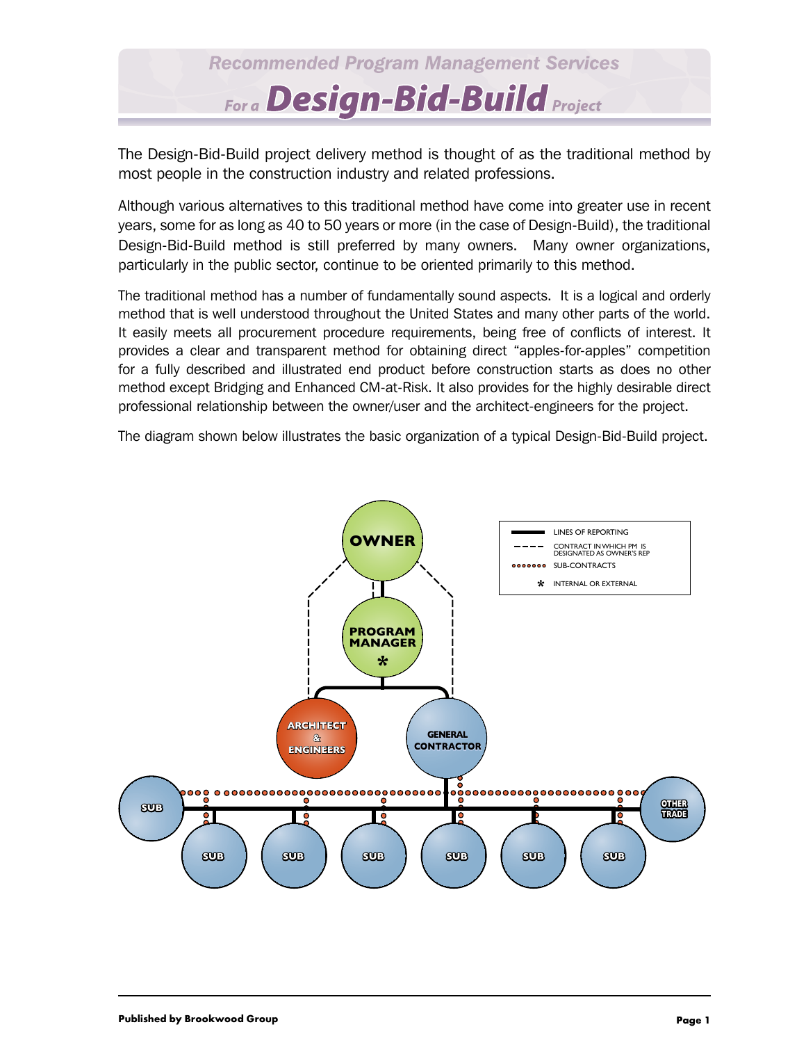## Recommended Program Management Services

# *For a Design-Bid-Build Project*

The Design-Bid-Build project delivery method is thought of as the traditional method by most people in the construction industry and related professions.

Although various alternatives to this traditional method have come into greater use in recent years, some for as long as 40 to 50 years or more (in the case of Design-Build), the traditional Design-Bid-Build method is still preferred by many owners. Many owner organizations, particularly in the public sector, continue to be oriented primarily to this method.

The traditional method has a number of fundamentally sound aspects. It is a logical and orderly method that is well understood throughout the United States and many other parts of the world. It easily meets all procurement procedure requirements, being free of conflicts of interest. It provides a clear and transparent method for obtaining direct "apples-for-apples" competition for a fully described and illustrated end product before construction starts as does no other method except Bridging and Enhanced CM-at-Risk. It also provides for the highly desirable direct professional relationship between the owner/user and the architect-engineers for the project.

The diagram shown below illustrates the basic organization of a typical Design-Bid-Build project.

OWNER

PROGRAM MANAGER *

ARCHITECT & ENGINEERS

GENERAL CONTRACTOR

SUB

SUB

SUB

SUB

SUB

SUB

SUB

OTHER TRADE

LINES OF REPORTING

CONTRACT IN WHICH PM IS DESIGNATED AS OWNER'S REP

SUB-CONTRACTS

* INTERNAL OR EXTERNAL

Published by Brookwood Group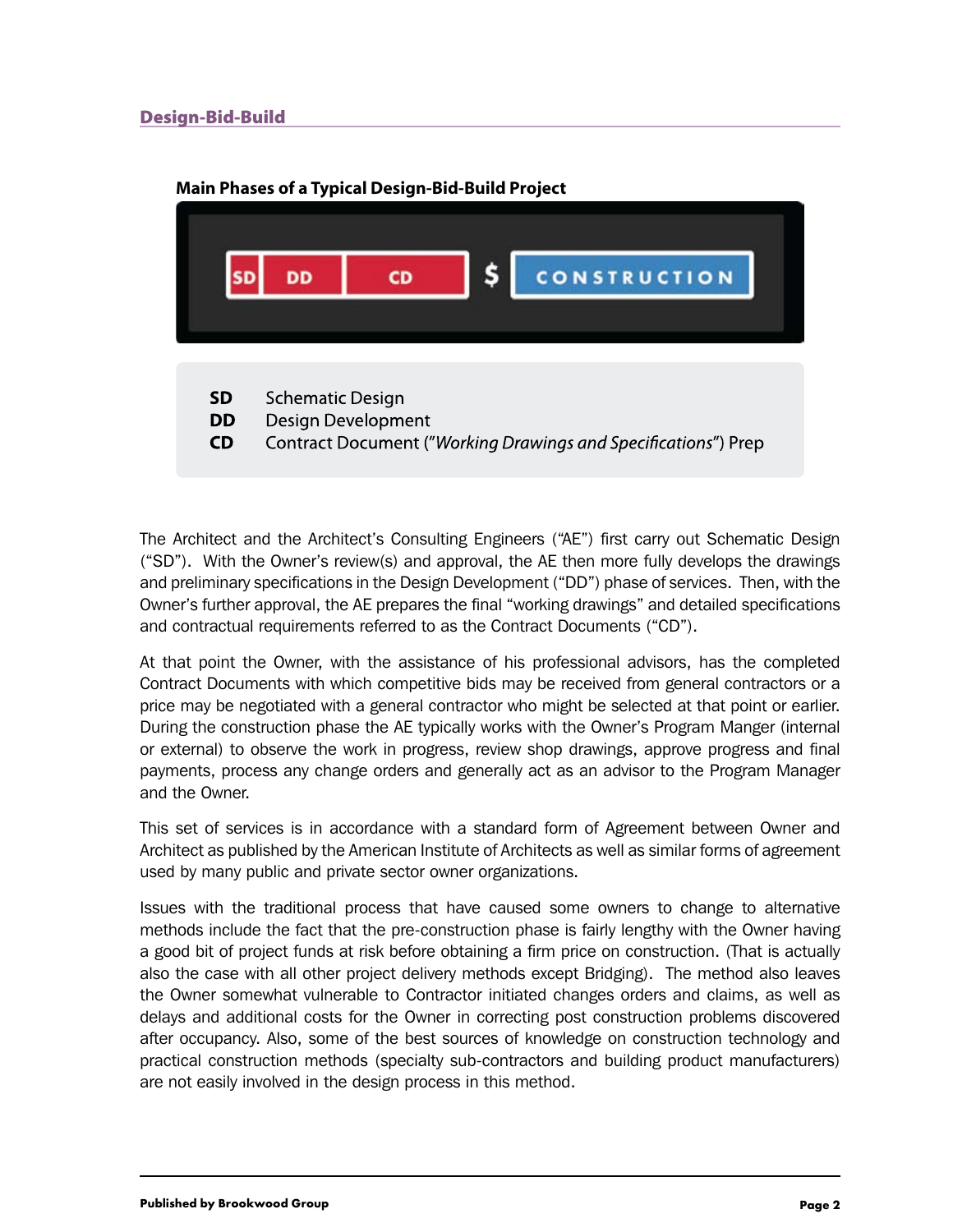## Design-Bid-Build

**Main Phases of a Typical Design-Bid-Build Project**

SD
DD
CD
$
CONSTRUCTION

**SD** Schematic Design
**DD** Design Development
**CD** Contract Document (*"Working Drawings and Specifications"*) Prep

The Architect and the Architect's Consulting Engineers ("AE") first carry out Schematic Design ("SD"). With the Owner's review(s) and approval, the AE then more fully develops the drawings and preliminary specifications in the Design Development ("DD") phase of services. Then, with the Owner's further approval, the AE prepares the final "working drawings" and detailed specifications and contractual requirements referred to as the Contract Documents ("CD").

At that point the Owner, with the assistance of his professional advisors, has the completed Contract Documents with which competitive bids may be received from general contractors or a price may be negotiated with a general contractor who might be selected at that point or earlier. During the construction phase the AE typically works with the Owner's Program Manger (internal or external) to observe the work in progress, review shop drawings, approve progress and final payments, process any change orders and generally act as an advisor to the Program Manager and the Owner.

This set of services is in accordance with a standard form of Agreement between Owner and Architect as published by the American Institute of Architects as well as similar forms of agreement used by many public and private sector owner organizations.

Issues with the traditional process that have caused some owners to change to alternative methods include the fact that the pre-construction phase is fairly lengthy with the Owner having a good bit of project funds at risk before obtaining a firm price on construction. (That is actually also the case with all other project delivery methods except Bridging). The method also leaves the Owner somewhat vulnerable to Contractor initiated changes orders and claims, as well as delays and additional costs for the Owner in correcting post construction problems discovered after occupancy. Also, some of the best sources of knowledge on construction technology and practical construction methods (specialty sub-contractors and building product manufacturers) are not easily involved in the design process in this method.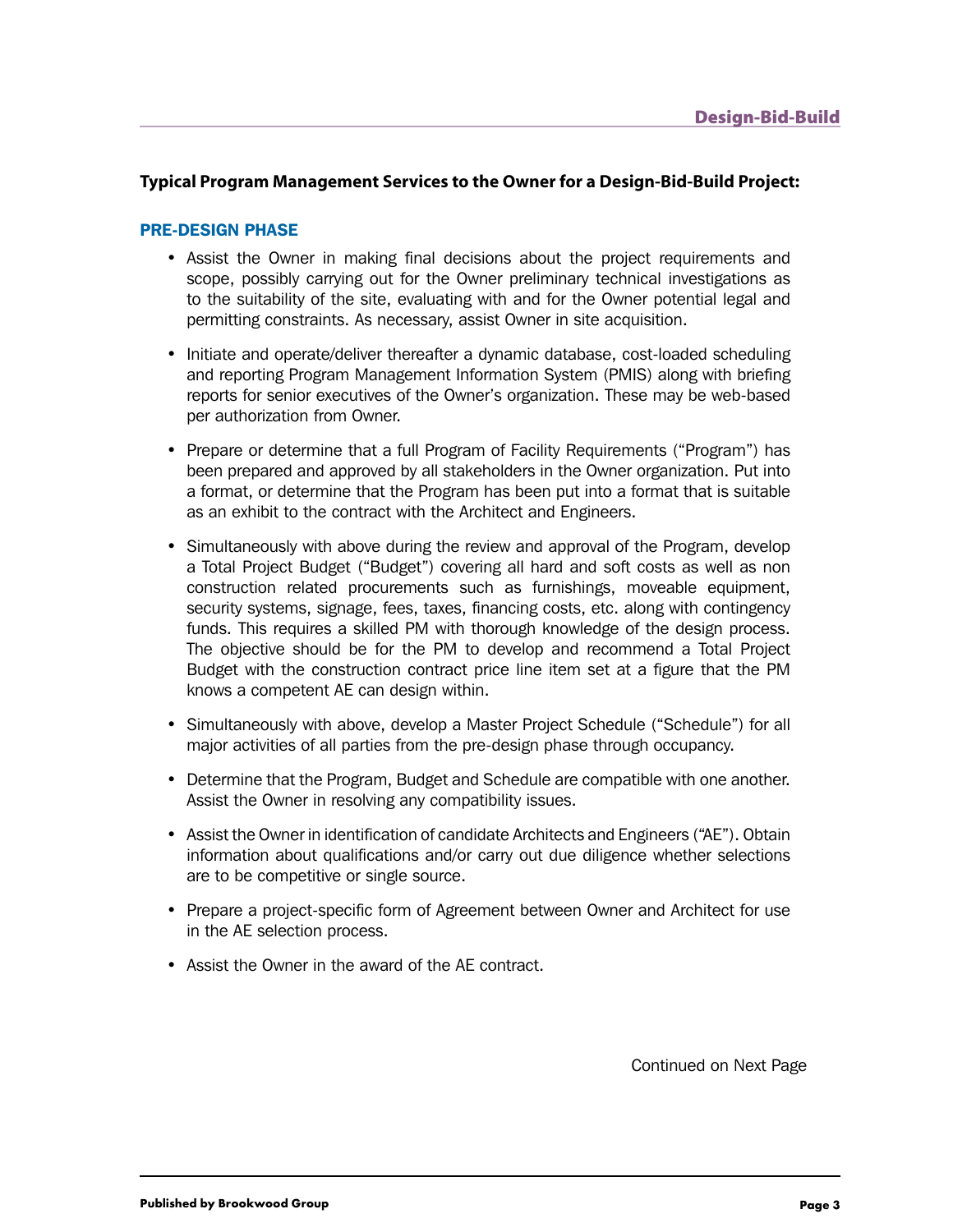**Typical Program Management Services to the Owner for a Design-Bid-Build Project:**

## PRE-DESIGN PHASE

- Assist the Owner in making final decisions about the project requirements and scope, possibly carrying out for the Owner preliminary technical investigations as to the suitability of the site, evaluating with and for the Owner potential legal and permitting constraints. As necessary, assist Owner in site acquisition.

- Initiate and operate/deliver thereafter a dynamic database, cost-loaded scheduling and reporting Program Management Information System (PMIS) along with briefing reports for senior executives of the Owner's organization. These may be web-based per authorization from Owner.

- Prepare or determine that a full Program of Facility Requirements ("Program") has been prepared and approved by all stakeholders in the Owner organization. Put into a format, or determine that the Program has been put into a format that is suitable as an exhibit to the contract with the Architect and Engineers.

- Simultaneously with above during the review and approval of the Program, develop a Total Project Budget ("Budget") covering all hard and soft costs as well as non construction related procurements such as furnishings, moveable equipment, security systems, signage, fees, taxes, financing costs, etc. along with contingency funds. This requires a skilled PM with thorough knowledge of the design process. The objective should be for the PM to develop and recommend a Total Project Budget with the construction contract price line item set at a figure that the PM knows a competent AE can design within.

- Simultaneously with above, develop a Master Project Schedule ("Schedule") for all major activities of all parties from the pre-design phase through occupancy.

- Determine that the Program, Budget and Schedule are compatible with one another. Assist the Owner in resolving any compatibility issues.

- Assist the Owner in identification of candidate Architects and Engineers ("AE"). Obtain information about qualifications and/or carry out due diligence whether selections are to be competitive or single source.

- Prepare a project-specific form of Agreement between Owner and Architect for use in the AE selection process.

- Assist the Owner in the award of the AE contract.

Continued on Next Page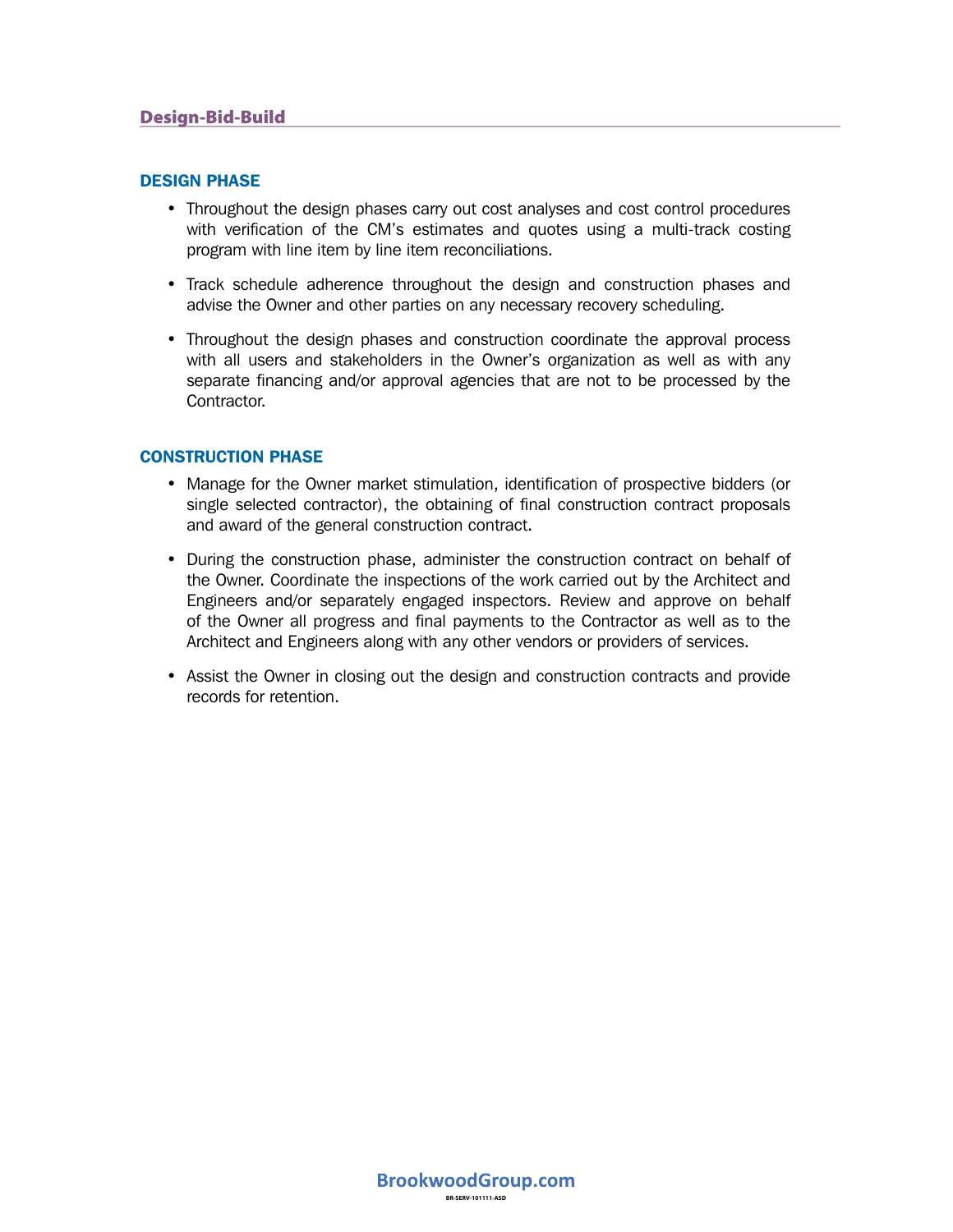## Design-Bid-Build

### DESIGN PHASE

- Throughout the design phases carry out cost analyses and cost control procedures with verification of the CM's estimates and quotes using a multi-track costing program with line item by line item reconciliations.
- Track schedule adherence throughout the design and construction phases and advise the Owner and other parties on any necessary recovery scheduling.
- Throughout the design phases and construction coordinate the approval process with all users and stakeholders in the Owner's organization as well as with any separate financing and/or approval agencies that are not to be processed by the Contractor.

### CONSTRUCTION PHASE

- Manage for the Owner market stimulation, identification of prospective bidders (or single selected contractor), the obtaining of final construction contract proposals and award of the general construction contract.
- During the construction phase, administer the construction contract on behalf of the Owner. Coordinate the inspections of the work carried out by the Architect and Engineers and/or separately engaged inspectors. Review and approve on behalf of the Owner all progress and final payments to the Contractor as well as to the Architect and Engineers along with any other vendors or providers of services.
- Assist the Owner in closing out the design and construction contracts and provide records for retention.

BrookwoodGroup.com

BR-SERV-101111-ASD